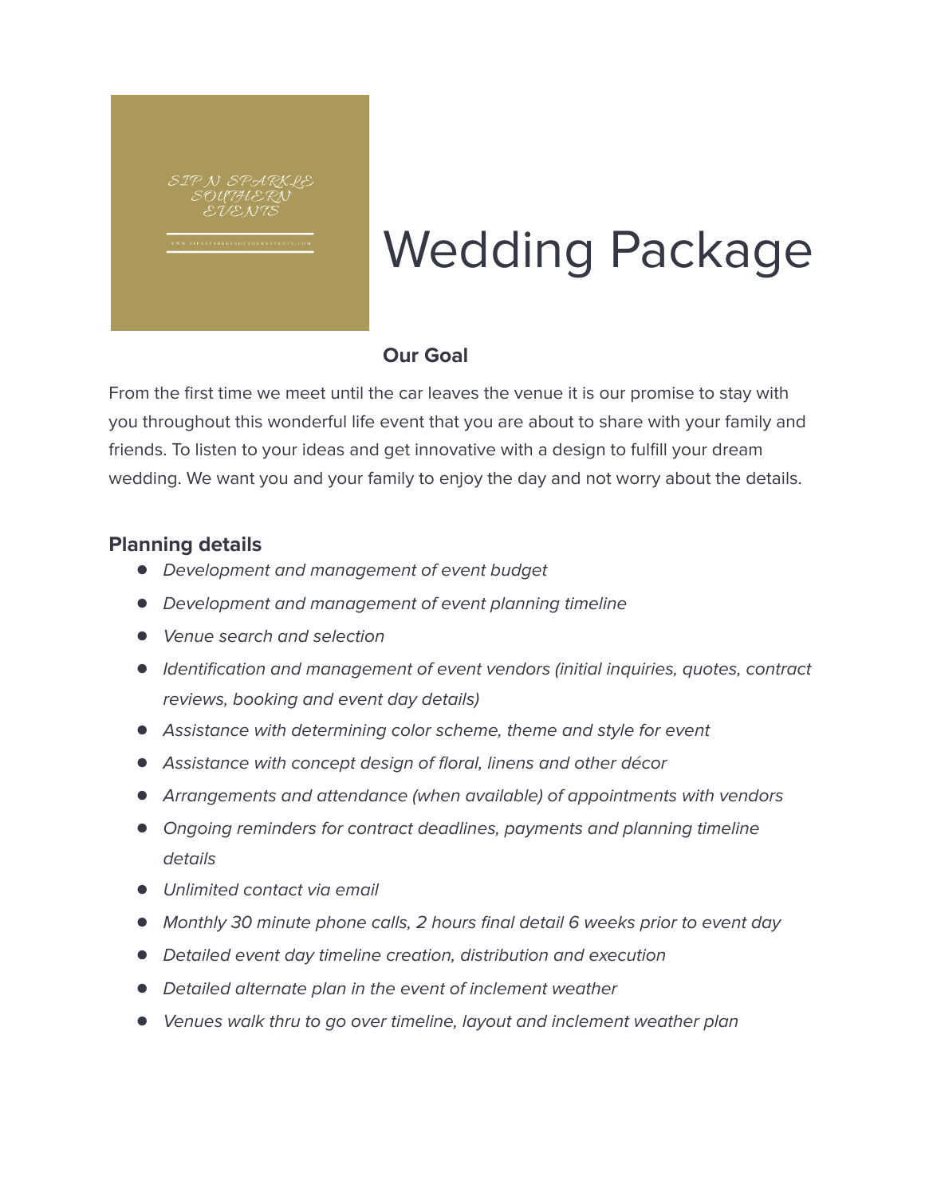SIP N SPARKLE SOUTHERN EVENTS

# Wedding Package

**Our Goal**

From the first time we meet until the car leaves the venue it is our promise to stay with you throughout this wonderful life event that you are about to share with your family and friends. To listen to your ideas and get innovative with a design to fulfill your dream wedding. We want you and your family to enjoy the day and not worry about the details.

## Planning details

- *Development and management of event budget*
- *Development and management of event planning timeline*
- *Venue search and selection*
- *Identification and management of event vendors (initial inquiries, quotes, contract reviews, booking and event day details)*
- *Assistance with determining color scheme, theme and style for event*
- *Assistance with concept design of floral, linens and other décor*
- *Arrangements and attendance (when available) of appointments with vendors*
- *Ongoing reminders for contract deadlines, payments and planning timeline details*
- *Unlimited contact via email*
- *Monthly 30 minute phone calls, 2 hours final detail 6 weeks prior to event day*
- *Detailed event day timeline creation, distribution and execution*
- *Detailed alternate plan in the event of inclement weather*
- *Venues walk thru to go over timeline, layout and inclement weather plan*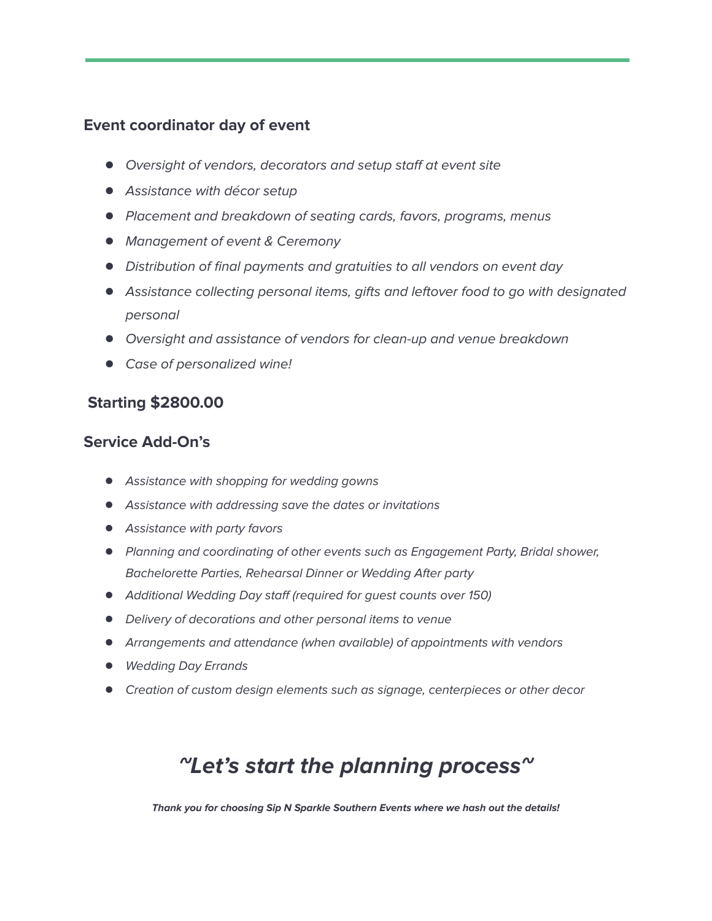### Event coordinator day of event

- *Oversight of vendors, decorators and setup staff at event site*
- *Assistance with décor setup*
- *Placement and breakdown of seating cards, favors, programs, menus*
- *Management of event & Ceremony*
- *Distribution of final payments and gratuities to all vendors on event day*
- *Assistance collecting personal items, gifts and leftover food to go with designated personal*
- *Oversight and assistance of vendors for clean-up and venue breakdown*
- *Case of personalized wine!*

**Starting $2800.00**

### Service Add-On's

- *Assistance with shopping for wedding gowns*
- *Assistance with addressing save the dates or invitations*
- *Assistance with party favors*
- *Planning and coordinating of other events such as Engagement Party, Bridal shower, Bachelorette Parties, Rehearsal Dinner or Wedding After party*
- *Additional Wedding Day staff (required for guest counts over 150)*
- *Delivery of decorations and other personal items to venue*
- *Arrangements and attendance (when available) of appointments with vendors*
- *Wedding Day Errands*
- *Creation of custom design elements such as signage, centerpieces or other decor*

## *~Let's start the planning process~*

***Thank you for choosing Sip N Sparkle Southern Events where we hash out the details!***